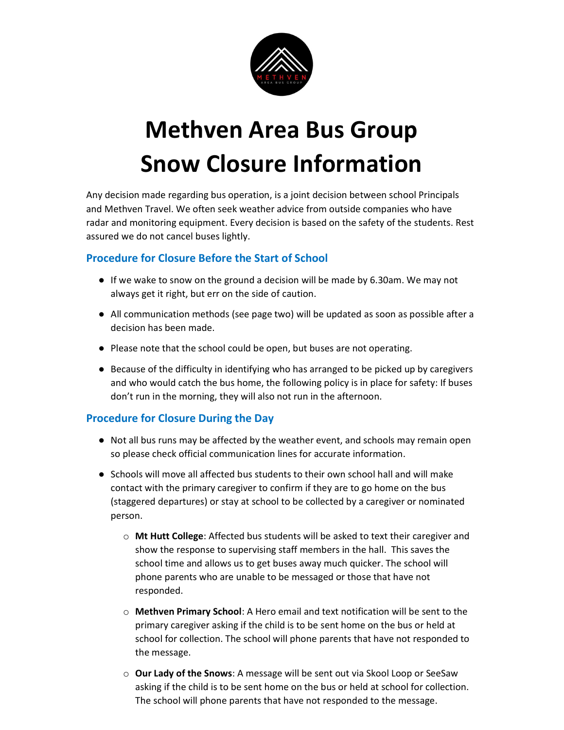# Methven Area Bus Group
# Snow Closure Information

Any decision made regarding bus operation, is a joint decision between school Principals and Methven Travel. We often seek weather advice from outside companies who have radar and monitoring equipment. Every decision is based on the safety of the students. Rest assured we do not cancel buses lightly.

## Procedure for Closure Before the Start of School

- If we wake to snow on the ground a decision will be made by 6.30am. We may not always get it right, but err on the side of caution.
- All communication methods (see page two) will be updated as soon as possible after a decision has been made.
- Please note that the school could be open, but buses are not operating.
- Because of the difficulty in identifying who has arranged to be picked up by caregivers and who would catch the bus home, the following policy is in place for safety: If buses don't run in the morning, they will also not run in the afternoon.

## Procedure for Closure During the Day

- Not all bus runs may be affected by the weather event, and schools may remain open so please check official communication lines for accurate information.
- Schools will move all affected bus students to their own school hall and will make contact with the primary caregiver to confirm if they are to go home on the bus (staggered departures) or stay at school to be collected by a caregiver or nominated person.
  - **Mt Hutt College**: Affected bus students will be asked to text their caregiver and show the response to supervising staff members in the hall. This saves the school time and allows us to get buses away much quicker. The school will phone parents who are unable to be messaged or those that have not responded.
  - **Methven Primary School**: A Hero email and text notification will be sent to the primary caregiver asking if the child is to be sent home on the bus or held at school for collection. The school will phone parents that have not responded to the message.
  - **Our Lady of the Snows**: A message will be sent out via Skool Loop or SeeSaw asking if the child is to be sent home on the bus or held at school for collection. The school will phone parents that have not responded to the message.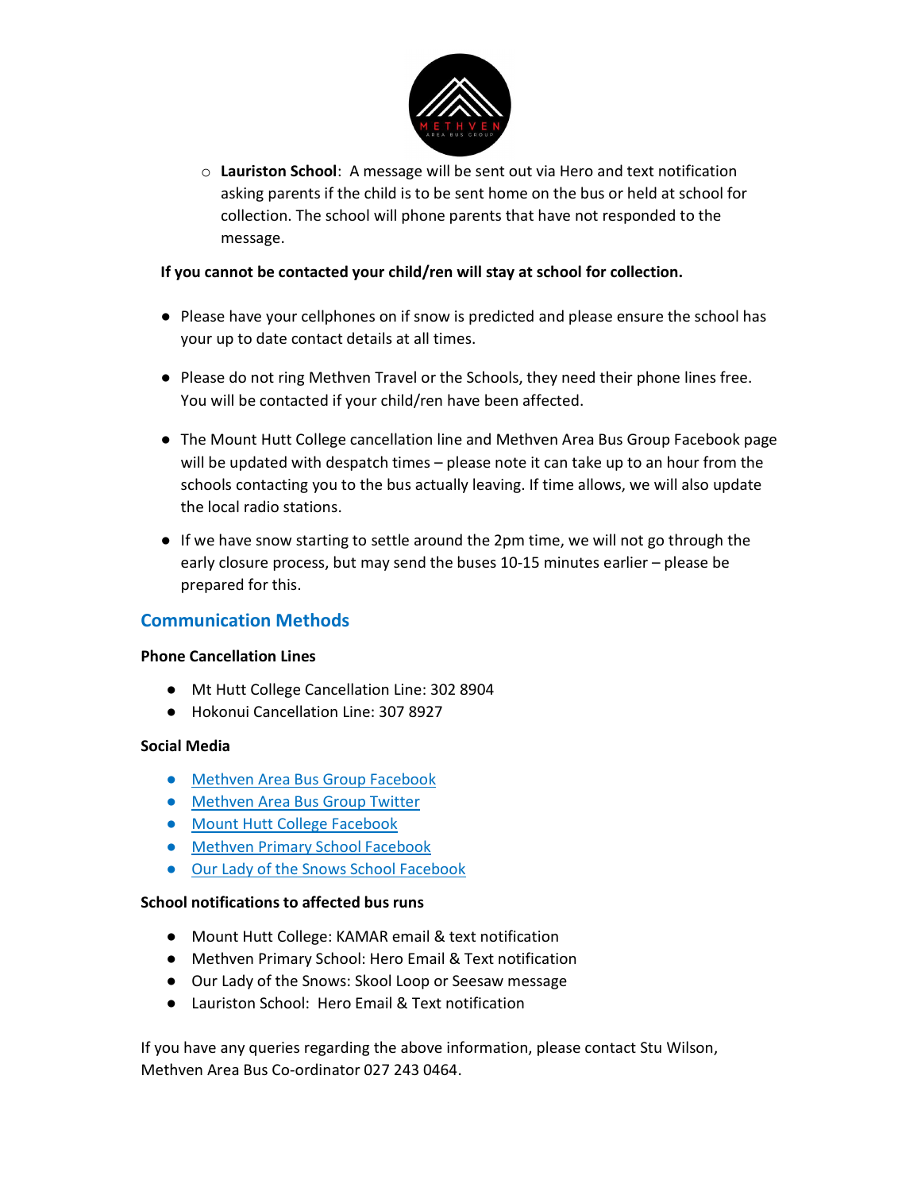- **Lauriston School**: A message will be sent out via Hero and text notification asking parents if the child is to be sent home on the bus or held at school for collection. The school will phone parents that have not responded to the message.

**If you cannot be contacted your child/ren will stay at school for collection.**

- Please have your cellphones on if snow is predicted and please ensure the school has your up to date contact details at all times.
- Please do not ring Methven Travel or the Schools, they need their phone lines free. You will be contacted if your child/ren have been affected.
- The Mount Hutt College cancellation line and Methven Area Bus Group Facebook page will be updated with despatch times – please note it can take up to an hour from the schools contacting you to the bus actually leaving. If time allows, we will also update the local radio stations.
- If we have snow starting to settle around the 2pm time, we will not go through the early closure process, but may send the buses 10-15 minutes earlier – please be prepared for this.

## Communication Methods

**Phone Cancellation Lines**

- Mt Hutt College Cancellation Line: 302 8904
- Hokonui Cancellation Line: 307 8927

**Social Media**

- Methven Area Bus Group Facebook
- Methven Area Bus Group Twitter
- Mount Hutt College Facebook
- Methven Primary School Facebook
- Our Lady of the Snows School Facebook

**School notifications to affected bus runs**

- Mount Hutt College: KAMAR email & text notification
- Methven Primary School: Hero Email & Text notification
- Our Lady of the Snows: Skool Loop or Seesaw message
- Lauriston School: Hero Email & Text notification

If you have any queries regarding the above information, please contact Stu Wilson, Methven Area Bus Co-ordinator 027 243 0464.